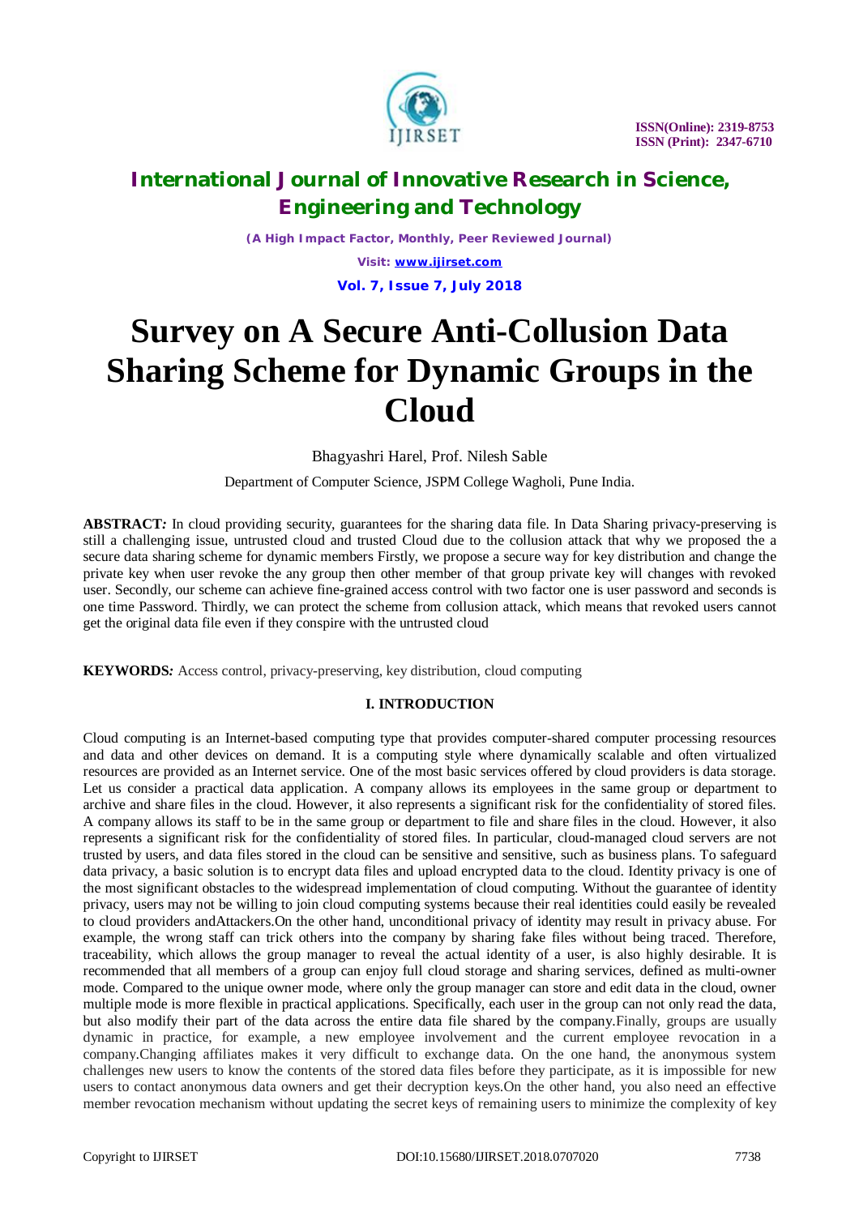# Survey on A Secure Anti-Collusion Data Sharing Scheme for Dynamic Groups in the Cloud

Bhagyashri Harel, Prof. Nilesh Sable

Department of Computer Science, JSPM College Wagholi, Pune India.

**ABSTRACT***:* In cloud providing security, guarantees for the sharing data file. In Data Sharing privacy-preserving is still a challenging issue, untrusted cloud and trusted Cloud due to the collusion attack that why we proposed the a secure data sharing scheme for dynamic members Firstly, we propose a secure way for key distribution and change the private key when user revoke the any group then other member of that group private key will changes with revoked user. Secondly, our scheme can achieve fine-grained access control with two factor one is user password and seconds is one time Password. Thirdly, we can protect the scheme from collusion attack, which means that revoked users cannot get the original data file even if they conspire with the untrusted cloud

**KEYWORDS***:* Access control, privacy-preserving, key distribution, cloud computing

## I. INTRODUCTION

Cloud computing is an Internet-based computing type that provides computer-shared computer processing resources and data and other devices on demand. It is a computing style where dynamically scalable and often virtualized resources are provided as an Internet service. One of the most basic services offered by cloud providers is data storage. Let us consider a practical data application. A company allows its employees in the same group or department to archive and share files in the cloud. However, it also represents a significant risk for the confidentiality of stored files. A company allows its staff to be in the same group or department to file and share files in the cloud. However, it also represents a significant risk for the confidentiality of stored files. In particular, cloud-managed cloud servers are not trusted by users, and data files stored in the cloud can be sensitive and sensitive, such as business plans. To safeguard data privacy, a basic solution is to encrypt data files and upload encrypted data to the cloud. Identity privacy is one of the most significant obstacles to the widespread implementation of cloud computing. Without the guarantee of identity privacy, users may not be willing to join cloud computing systems because their real identities could easily be revealed to cloud providers andAttackers.On the other hand, unconditional privacy of identity may result in privacy abuse. For example, the wrong staff can trick others into the company by sharing fake files without being traced. Therefore, traceability, which allows the group manager to reveal the actual identity of a user, is also highly desirable. It is recommended that all members of a group can enjoy full cloud storage and sharing services, defined as multi-owner mode. Compared to the unique owner mode, where only the group manager can store and edit data in the cloud, owner multiple mode is more flexible in practical applications. Specifically, each user in the group can not only read the data, but also modify their part of the data across the entire data file shared by the company.Finally, groups are usually dynamic in practice, for example, a new employee involvement and the current employee revocation in a company.Changing affiliates makes it very difficult to exchange data. On the one hand, the anonymous system challenges new users to know the contents of the stored data files before they participate, as it is impossible for new users to contact anonymous data owners and get their decryption keys.On the other hand, you also need an effective member revocation mechanism without updating the secret keys of remaining users to minimize the complexity of key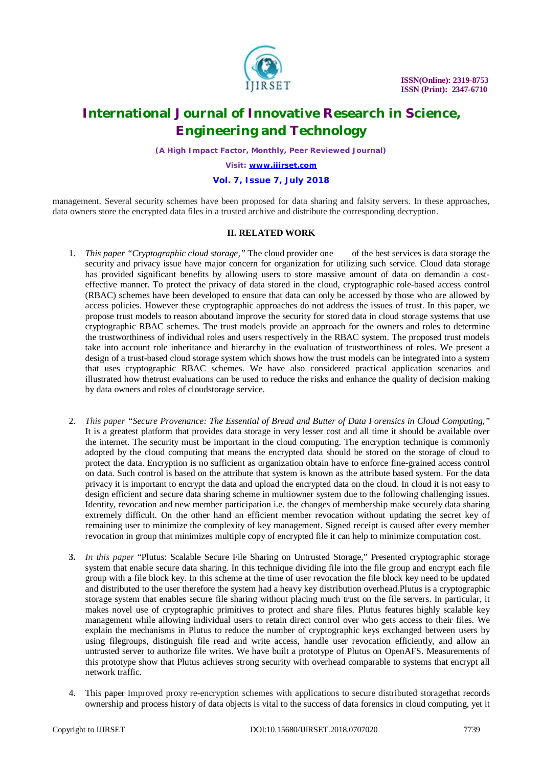management. Several security schemes have been proposed for data sharing and falsity servers. In these approaches, data owners store the encrypted data files in a trusted archive and distribute the corresponding decryption.

## II. RELATED WORK

1. *This paper "Cryptographic cloud storage,"* The cloud provider one of the best services is data storage the security and privacy issue have major concern for organization for utilizing such service. Cloud data storage has provided significant benefits by allowing users to store massive amount of data on demandin a cost-effective manner. To protect the privacy of data stored in the cloud, cryptographic role-based access control (RBAC) schemes have been developed to ensure that data can only be accessed by those who are allowed by access policies. However these cryptographic approaches do not address the issues of trust. In this paper, we propose trust models to reason aboutand improve the security for stored data in cloud storage systems that use cryptographic RBAC schemes. The trust models provide an approach for the owners and roles to determine the trustworthiness of individual roles and users respectively in the RBAC system. The proposed trust models take into account role inheritance and hierarchy in the evaluation of trustworthiness of roles. We present a design of a trust-based cloud storage system which shows how the trust models can be integrated into a system that uses cryptographic RBAC schemes. We have also considered practical application scenarios and illustrated how thetrust evaluations can be used to reduce the risks and enhance the quality of decision making by data owners and roles of cloudstorage service.

2. *This paper "Secure Provenance: The Essential of Bread and Butter of Data Forensics in Cloud Computing,"* It is a greatest platform that provides data storage in very lesser cost and all time it should be available over the internet. The security must be important in the cloud computing. The encryption technique is commonly adopted by the cloud computing that means the encrypted data should be stored on the storage of cloud to protect the data. Encryption is no sufficient as organization obtain have to enforce fine-grained access control on data. Such control is based on the attribute that system is known as the attribute based system. For the data privacy it is important to encrypt the data and upload the encrypted data on the cloud. In cloud it is not easy to design efficient and secure data sharing scheme in multiowner system due to the following challenging issues. Identity, revocation and new member participation i.e. the changes of membership make securely data sharing extremely difficult. On the other hand an efficient member revocation without updating the secret key of remaining user to minimize the complexity of key management. Signed receipt is caused after every member revocation in group that minimizes multiple copy of encrypted file it can help to minimize computation cost.

3. *In this paper* "Plutus: Scalable Secure File Sharing on Untrusted Storage," Presented cryptographic storage system that enable secure data sharing. In this technique dividing file into the file group and encrypt each file group with a file block key. In this scheme at the time of user revocation the file block key need to be updated and distributed to the user therefore the system had a heavy key distribution overhead.Plutus is a cryptographic storage system that enables secure file sharing without placing much trust on the file servers. In particular, it makes novel use of cryptographic primitives to protect and share files. Plutus features highly scalable key management while allowing individual users to retain direct control over who gets access to their files. We explain the mechanisms in Plutus to reduce the number of cryptographic keys exchanged between users by using filegroups, distinguish file read and write access, handle user revocation efficiently, and allow an untrusted server to authorize file writes. We have built a prototype of Plutus on OpenAFS. Measurements of this prototype show that Plutus achieves strong security with overhead comparable to systems that encrypt all network traffic.

4. This paper Improved proxy re-encryption schemes with applications to secure distributed storagethat records ownership and process history of data objects is vital to the success of data forensics in cloud computing, yet it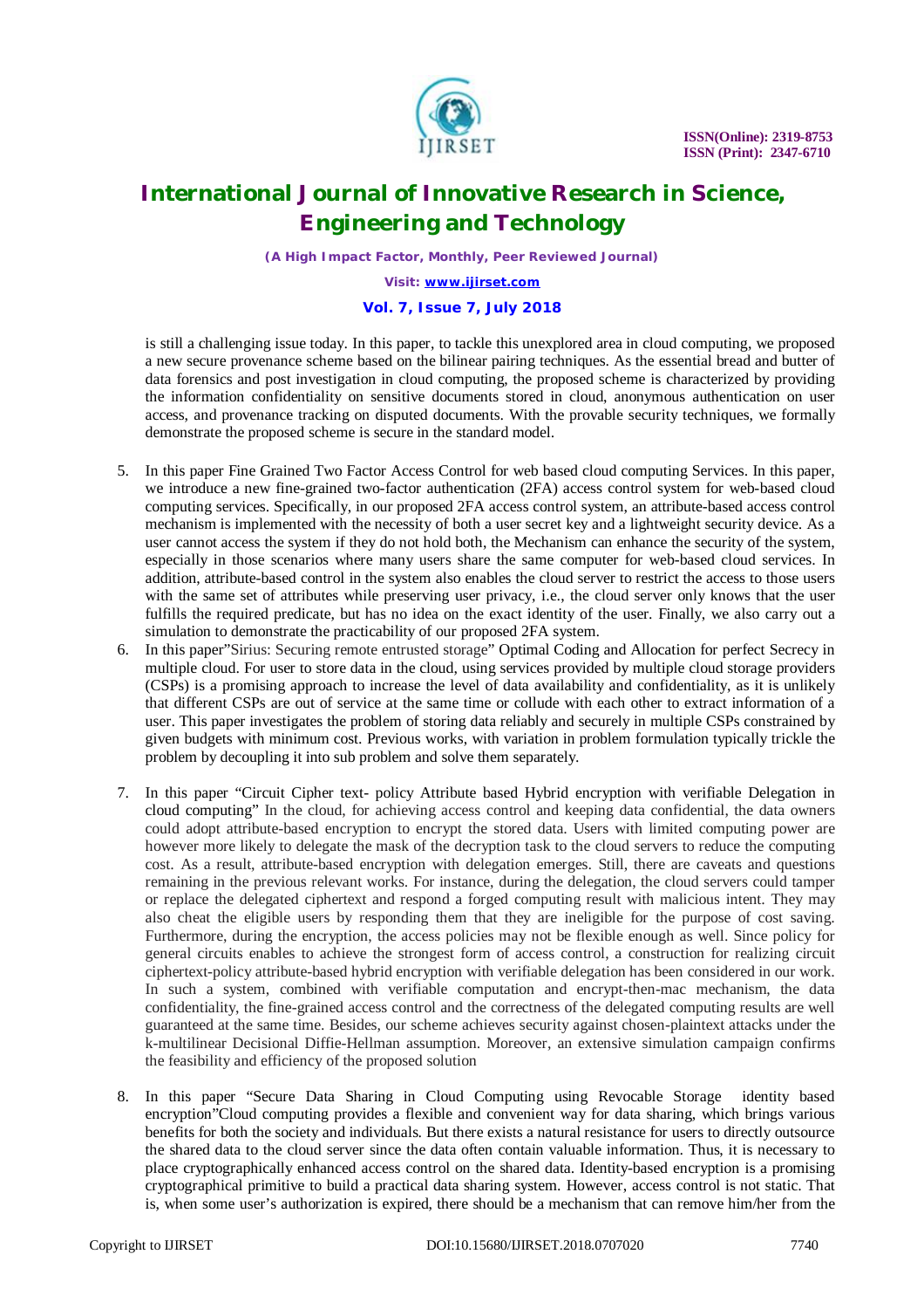is still a challenging issue today. In this paper, to tackle this unexplored area in cloud computing, we proposed a new secure provenance scheme based on the bilinear pairing techniques. As the essential bread and butter of data forensics and post investigation in cloud computing, the proposed scheme is characterized by providing the information confidentiality on sensitive documents stored in cloud, anonymous authentication on user access, and provenance tracking on disputed documents. With the provable security techniques, we formally demonstrate the proposed scheme is secure in the standard model.

5. In this paper Fine Grained Two Factor Access Control for web based cloud computing Services. In this paper, we introduce a new fine-grained two-factor authentication (2FA) access control system for web-based cloud computing services. Specifically, in our proposed 2FA access control system, an attribute-based access control mechanism is implemented with the necessity of both a user secret key and a lightweight security device. As a user cannot access the system if they do not hold both, the Mechanism can enhance the security of the system, especially in those scenarios where many users share the same computer for web-based cloud services. In addition, attribute-based control in the system also enables the cloud server to restrict the access to those users with the same set of attributes while preserving user privacy, i.e., the cloud server only knows that the user fulfills the required predicate, but has no idea on the exact identity of the user. Finally, we also carry out a simulation to demonstrate the practicability of our proposed 2FA system.
6. In this paper"Sirius: Securing remote entrusted storage" Optimal Coding and Allocation for perfect Secrecy in multiple cloud. For user to store data in the cloud, using services provided by multiple cloud storage providers (CSPs) is a promising approach to increase the level of data availability and confidentiality, as it is unlikely that different CSPs are out of service at the same time or collude with each other to extract information of a user. This paper investigates the problem of storing data reliably and securely in multiple CSPs constrained by given budgets with minimum cost. Previous works, with variation in problem formulation typically trickle the problem by decoupling it into sub problem and solve them separately.

7. In this paper "Circuit Cipher text- policy Attribute based Hybrid encryption with verifiable Delegation in cloud computing" In the cloud, for achieving access control and keeping data confidential, the data owners could adopt attribute-based encryption to encrypt the stored data. Users with limited computing power are however more likely to delegate the mask of the decryption task to the cloud servers to reduce the computing cost. As a result, attribute-based encryption with delegation emerges. Still, there are caveats and questions remaining in the previous relevant works. For instance, during the delegation, the cloud servers could tamper or replace the delegated ciphertext and respond a forged computing result with malicious intent. They may also cheat the eligible users by responding them that they are ineligible for the purpose of cost saving. Furthermore, during the encryption, the access policies may not be flexible enough as well. Since policy for general circuits enables to achieve the strongest form of access control, a construction for realizing circuit ciphertext-policy attribute-based hybrid encryption with verifiable delegation has been considered in our work. In such a system, combined with verifiable computation and encrypt-then-mac mechanism, the data confidentiality, the fine-grained access control and the correctness of the delegated computing results are well guaranteed at the same time. Besides, our scheme achieves security against chosen-plaintext attacks under the k-multilinear Decisional Diffie-Hellman assumption. Moreover, an extensive simulation campaign confirms the feasibility and efficiency of the proposed solution

8. In this paper "Secure Data Sharing in Cloud Computing using Revocable Storage identity based encryption"Cloud computing provides a flexible and convenient way for data sharing, which brings various benefits for both the society and individuals. But there exists a natural resistance for users to directly outsource the shared data to the cloud server since the data often contain valuable information. Thus, it is necessary to place cryptographically enhanced access control on the shared data. Identity-based encryption is a promising cryptographical primitive to build a practical data sharing system. However, access control is not static. That is, when some user's authorization is expired, there should be a mechanism that can remove him/her from the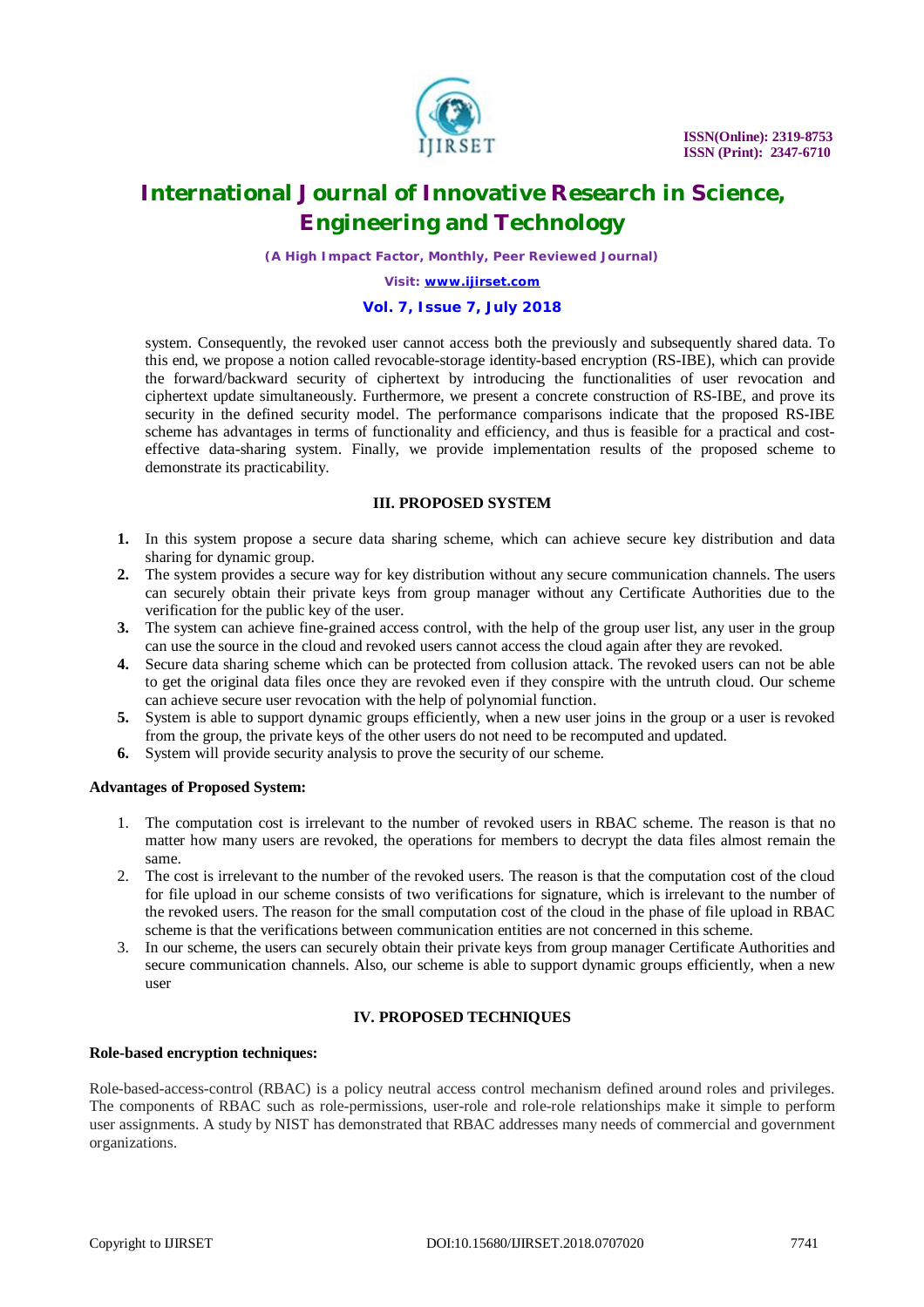system. Consequently, the revoked user cannot access both the previously and subsequently shared data. To this end, we propose a notion called revocable-storage identity-based encryption (RS-IBE), which can provide the forward/backward security of ciphertext by introducing the functionalities of user revocation and ciphertext update simultaneously. Furthermore, we present a concrete construction of RS-IBE, and prove its security in the defined security model. The performance comparisons indicate that the proposed RS-IBE scheme has advantages in terms of functionality and efficiency, and thus is feasible for a practical and cost-effective data-sharing system. Finally, we provide implementation results of the proposed scheme to demonstrate its practicability.

## III. PROPOSED SYSTEM

1. In this system propose a secure data sharing scheme, which can achieve secure key distribution and data sharing for dynamic group.
2. The system provides a secure way for key distribution without any secure communication channels. The users can securely obtain their private keys from group manager without any Certificate Authorities due to the verification for the public key of the user.
3. The system can achieve fine-grained access control, with the help of the group user list, any user in the group can use the source in the cloud and revoked users cannot access the cloud again after they are revoked.
4. Secure data sharing scheme which can be protected from collusion attack. The revoked users can not be able to get the original data files once they are revoked even if they conspire with the untruth cloud. Our scheme can achieve secure user revocation with the help of polynomial function.
5. System is able to support dynamic groups efficiently, when a new user joins in the group or a user is revoked from the group, the private keys of the other users do not need to be recomputed and updated.
6. System will provide security analysis to prove the security of our scheme.

**Advantages of Proposed System:**

1. The computation cost is irrelevant to the number of revoked users in RBAC scheme. The reason is that no matter how many users are revoked, the operations for members to decrypt the data files almost remain the same.
2. The cost is irrelevant to the number of the revoked users. The reason is that the computation cost of the cloud for file upload in our scheme consists of two verifications for signature, which is irrelevant to the number of the revoked users. The reason for the small computation cost of the cloud in the phase of file upload in RBAC scheme is that the verifications between communication entities are not concerned in this scheme.
3. In our scheme, the users can securely obtain their private keys from group manager Certificate Authorities and secure communication channels. Also, our scheme is able to support dynamic groups efficiently, when a new user

## IV. PROPOSED TECHNIQUES

**Role-based encryption techniques:**

Role-based-access-control (RBAC) is a policy neutral access control mechanism defined around roles and privileges. The components of RBAC such as role-permissions, user-role and role-role relationships make it simple to perform user assignments. A study by NIST has demonstrated that RBAC addresses many needs of commercial and government organizations.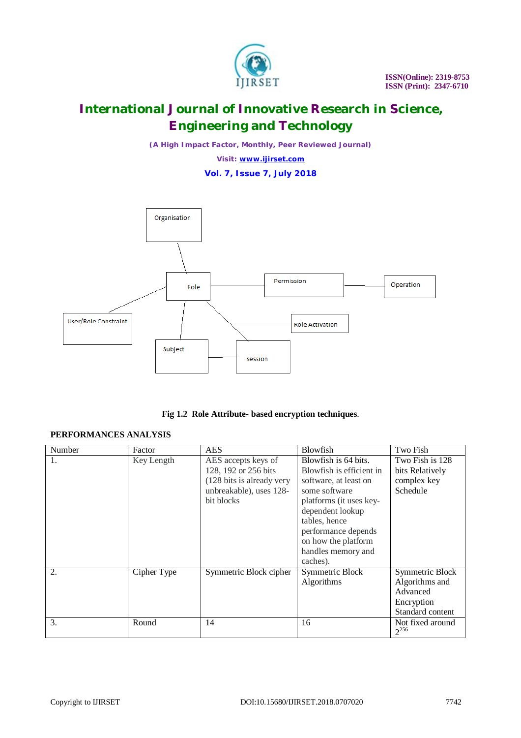Fig 1.2 **Role Attribute- based encryption techniques**.

**PERFORMANCES ANALYSIS**

| Number | Factor | AES | Blowfish | Two Fish |
|---|---|---|---|---|
| 1. | Key Length | AES accepts keys of 128, 192 or 256 bits (128 bits is already very unbreakable), uses 128-bit blocks | Blowfish is 64 bits. Blowfish is efficient in software, at least on some software platforms (it uses key-dependent lookup tables, hence performance depends on how the platform handles memory and caches). | Two Fish is 128 bits Relatively complex key Schedule |
| 2. | Cipher Type | Symmetric Block cipher | Symmetric Block Algorithms | Symmetric Block Algorithms and Advanced Encryption Standard content |
| 3. | Round | 14 | 16 | Not fixed around $2^{256}$ |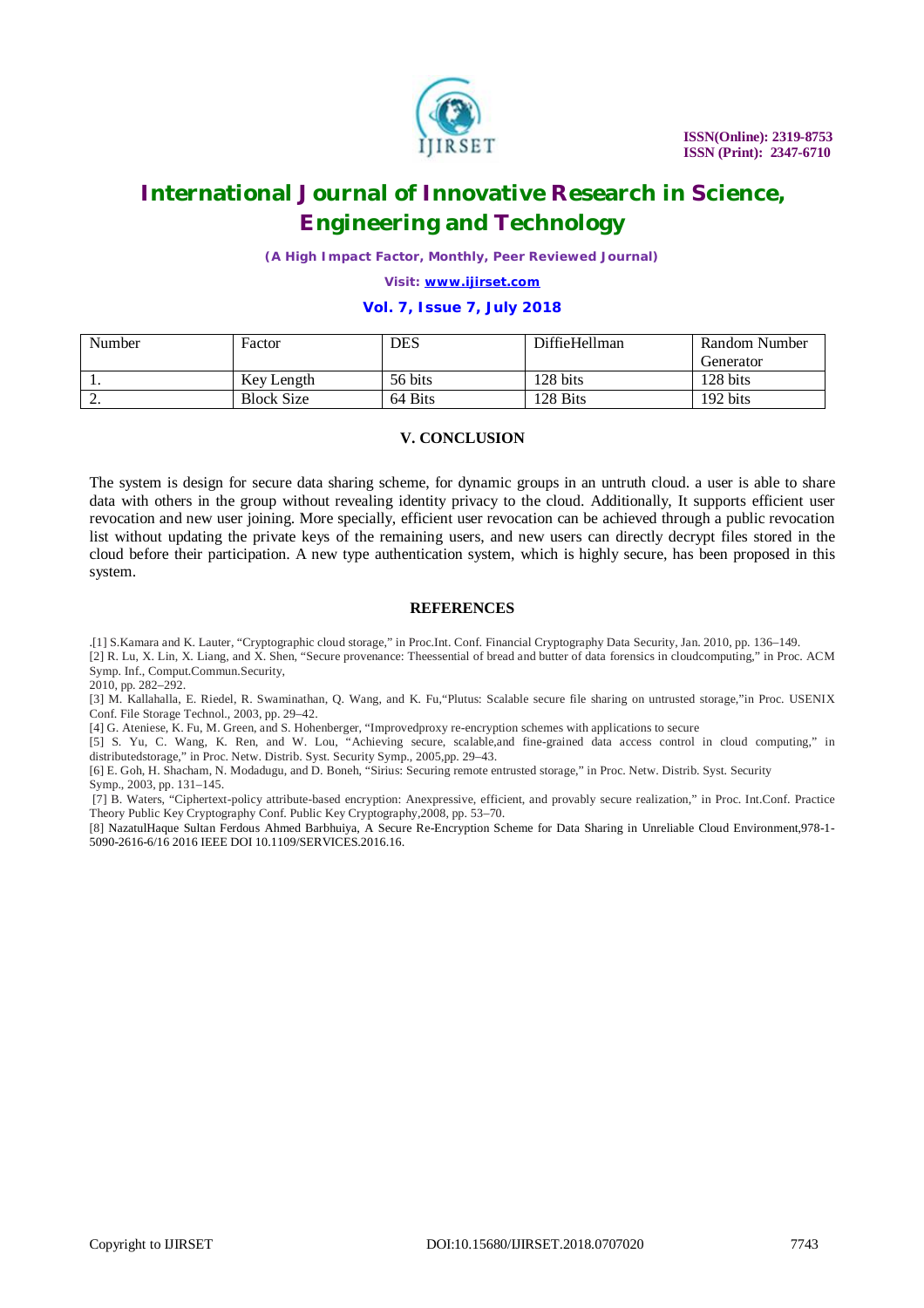| Number | Factor | DES | DiffieHellman | Random Number Generator |
|---|---|---|---|---|
| 1. | Key Length | 56 bits | 128 bits | 128 bits |
| 2. | Block Size | 64 Bits | 128 Bits | 192 bits |

## V. CONCLUSION

The system is design for secure data sharing scheme, for dynamic groups in an untruth cloud. a user is able to share data with others in the group without revealing identity privacy to the cloud. Additionally, It supports efficient user revocation and new user joining. More specially, efficient user revocation can be achieved through a public revocation list without updating the private keys of the remaining users, and new users can directly decrypt files stored in the cloud before their participation. A new type authentication system, which is highly secure, has been proposed in this system.

## REFERENCES

.[1] S.Kamara and K. Lauter, "Cryptographic cloud storage," in Proc.Int. Conf. Financial Cryptography Data Security, Jan. 2010, pp. 136–149.

[2] R. Lu, X. Lin, X. Liang, and X. Shen, "Secure provenance: Theessential of bread and butter of data forensics in cloudcomputing," in Proc. ACM Symp. Inf., Comput.Commun.Security,
2010, pp. 282–292.

[3] M. Kallahalla, E. Riedel, R. Swaminathan, Q. Wang, and K. Fu,"Plutus: Scalable secure file sharing on untrusted storage,"in Proc. USENIX Conf. File Storage Technol., 2003, pp. 29–42.

[4] G. Ateniese, K. Fu, M. Green, and S. Hohenberger, "Improvedproxy re-encryption schemes with applications to secure

[5] S. Yu, C. Wang, K. Ren, and W. Lou, "Achieving secure, scalable,and fine-grained data access control in cloud computing," in distributedstorage," in Proc. Netw. Distrib. Syst. Security Symp., 2005,pp. 29–43.

[6] E. Goh, H. Shacham, N. Modadugu, and D. Boneh, "Sirius: Securing remote entrusted storage," in Proc. Netw. Distrib. Syst. Security Symp., 2003, pp. 131–145.

[7] B. Waters, "Ciphertext-policy attribute-based encryption: Anexpressive, efficient, and provably secure realization," in Proc. Int.Conf. Practice Theory Public Key Cryptography Conf. Public Key Cryptography,2008, pp. 53–70.

[8] NazatulHaque Sultan Ferdous Ahmed Barbhuiya, A Secure Re-Encryption Scheme for Data Sharing in Unreliable Cloud Environment,978-1-5090-2616-6/16 2016 IEEE DOI 10.1109/SERVICES.2016.16.